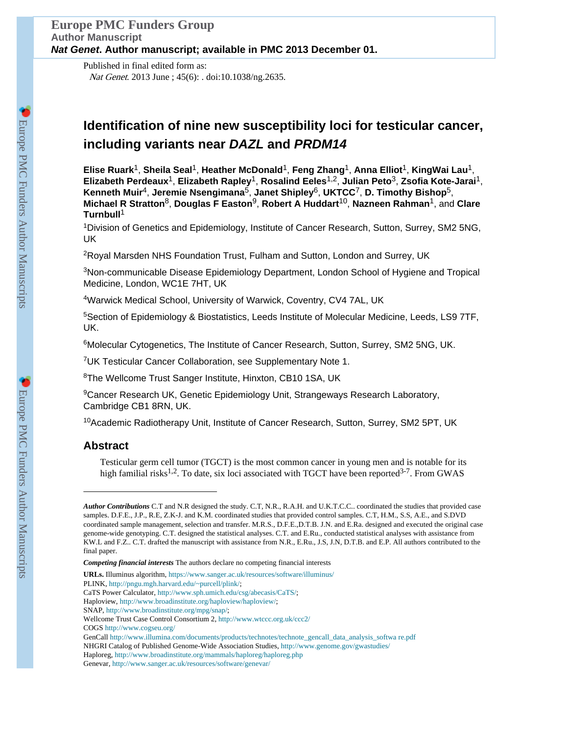Europe PMC Funders Group
Author Manuscript
*Nat Genet*. Author manuscript; available in PMC 2013 December 01.

Published in final edited form as:
*Nat Genet*. 2013 June ; 45(6): . doi:10.1038/ng.2635.

# Identification of nine new susceptibility loci for testicular cancer, including variants near *DAZL* and *PRDM14*

**Elise Ruark**[1], **Sheila Seal**[1], **Heather McDonald**[1], **Feng Zhang**[1], **Anna Elliot**[1], **KingWai Lau**[1], **Elizabeth Perdeaux**[1], **Elizabeth Rapley**[1], **Rosalind Eeles**[1,2], **Julian Peto**[3], **Zsofia Kote-Jarai**[1], **Kenneth Muir**[4], **Jeremie Nsengimana**[5], **Janet Shipley**[6], **UKTCC**[7], **D. Timothy Bishop**[5], **Michael R Stratton**[8], **Douglas F Easton**[9], **Robert A Huddart**[10], **Nazneen Rahman**[1], and **Clare Turnbull**[1]

[1]Division of Genetics and Epidemiology, Institute of Cancer Research, Sutton, Surrey, SM2 5NG, UK

[2]Royal Marsden NHS Foundation Trust, Fulham and Sutton, London and Surrey, UK

[3]Non-communicable Disease Epidemiology Department, London School of Hygiene and Tropical Medicine, London, WC1E 7HT, UK

[4]Warwick Medical School, University of Warwick, Coventry, CV4 7AL, UK

[5]Section of Epidemiology & Biostatistics, Leeds Institute of Molecular Medicine, Leeds, LS9 7TF, UK.

[6]Molecular Cytogenetics, The Institute of Cancer Research, Sutton, Surrey, SM2 5NG, UK.

[7]UK Testicular Cancer Collaboration, see Supplementary Note 1.

[8]The Wellcome Trust Sanger Institute, Hinxton, CB10 1SA, UK

[9]Cancer Research UK, Genetic Epidemiology Unit, Strangeways Research Laboratory, Cambridge CB1 8RN, UK.

[10]Academic Radiotherapy Unit, Institute of Cancer Research, Sutton, Surrey, SM2 5PT, UK

## Abstract

Testicular germ cell tumor (TGCT) is the most common cancer in young men and is notable for its high familial risks[1,2]. To date, six loci associated with TGCT have been reported[3-7]. From GWAS

---

***Author Contributions*** C.T and N.R designed the study. C.T, N.R., R.A.H. and U.K.T.C.C.. coordinated the studies that provided case samples. D.F.E., J.P., R.E, Z.K-J. and K.M. coordinated studies that provided control samples. C.T, H.M., S.S, A.E., and S.DVD coordinated sample management, selection and transfer. M.R.S., D.F.E.,D.T.B. J.N. and E.Ra. designed and executed the original case genome-wide genotyping. C.T. designed the statistical analyses. C.T. and E.Ru., conducted statistical analyses with assistance from KW.L and F.Z.. C.T. drafted the manuscript with assistance from N.R., E.Ru., J.S, J.N, D.T.B. and E.P. All authors contributed to the final paper.

***Competing financial interests*** The authors declare no competing financial interests

**URLs.** Illuminus algorithm, https://www.sanger.ac.uk/resources/software/illuminus/
PLINK, http://pngu.mgh.harvard.edu/~purcell/plink/;
CaTS Power Calculator, http://www.sph.umich.edu/csg/abecasis/CaTS/;
Haploview, http://www.broadinstitute.org/haploview/haploview/;
SNAP, http://www.broadinstitute.org/mpg/snap/;
Wellcome Trust Case Control Consortium 2, http://www.wtccc.org.uk/ccc2/
COGS http://www.cogseu.org/
GenCall http://www.illumina.com/documents/products/technotes/technote_gencall_data_analysis_softwa re.pdf
NHGRI Catalog of Published Genome-Wide Association Studies, http://www.genome.gov/gwastudies/
Haploreg, http://www.broadinstitute.org/mammals/haploreg/haploreg.php
Genevar, http://www.sanger.ac.uk/resources/software/genevar/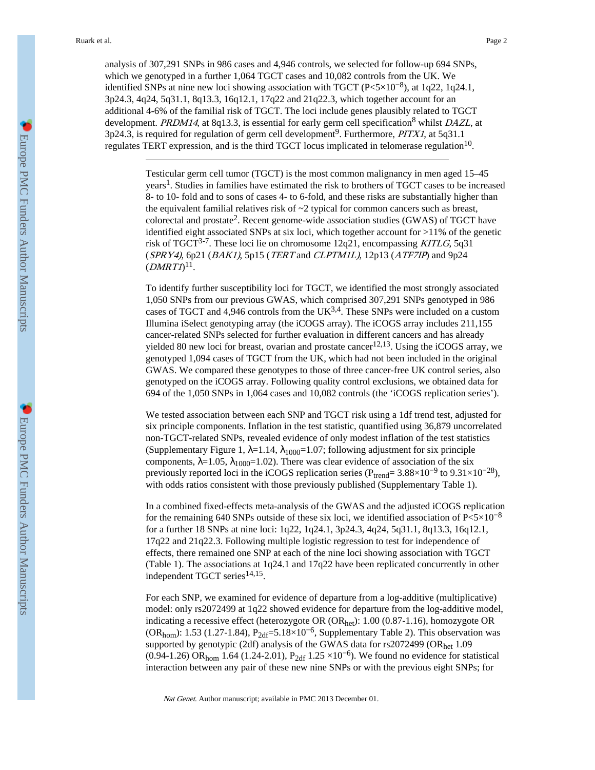analysis of 307,291 SNPs in 986 cases and 4,946 controls, we selected for follow-up 694 SNPs, which we genotyped in a further 1,064 TGCT cases and 10,082 controls from the UK. We identified SNPs at nine new loci showing association with TGCT ($P<5\times10^{-8}$), at 1q22, 1q24.1, 3p24.3, 4q24, 5q31.1, 8q13.3, 16q12.1, 17q22 and 21q22.3, which together account for an additional 4-6% of the familial risk of TGCT. The loci include genes plausibly related to TGCT development. *PRDM14*, at 8q13.3, is essential for early germ cell specification[8] whilst *DAZL*, at 3p24.3, is required for regulation of germ cell development[9]. Furthermore, *PITX1*, at 5q31.1 regulates TERT expression, and is the third TGCT locus implicated in telomerase regulation[10].

---

Testicular germ cell tumor (TGCT) is the most common malignancy in men aged 15–45 years[1]. Studies in families have estimated the risk to brothers of TGCT cases to be increased 8- to 10- fold and to sons of cases 4- to 6-fold, and these risks are substantially higher than the equivalent familial relatives risk of ~2 typical for common cancers such as breast, colorectal and prostate[2]. Recent genome-wide association studies (GWAS) of TGCT have identified eight associated SNPs at six loci, which together account for >11% of the genetic risk of TGCT[3-7]. These loci lie on chromosome 12q21, encompassing *KITLG*, 5q31 (*SPRY4)*, 6p21 (*BAK1)*, 5p15 (*TERT* and *CLPTM1L)*, 12p13 (*ATF7IP*) and 9p24 (*DMRT1*)[11].

To identify further susceptibility loci for TGCT, we identified the most strongly associated 1,050 SNPs from our previous GWAS, which comprised 307,291 SNPs genotyped in 986 cases of TGCT and 4,946 controls from the UK[3,4]. These SNPs were included on a custom Illumina iSelect genotyping array (the iCOGS array). The iCOGS array includes 211,155 cancer-related SNPs selected for further evaluation in different cancers and has already yielded 80 new loci for breast, ovarian and prostate cancer[12,13]. Using the iCOGS array, we genotyped 1,094 cases of TGCT from the UK, which had not been included in the original GWAS. We compared these genotypes to those of three cancer-free UK control series, also genotyped on the iCOGS array. Following quality control exclusions, we obtained data for 694 of the 1,050 SNPs in 1,064 cases and 10,082 controls (the 'iCOGS replication series').

We tested association between each SNP and TGCT risk using a 1df trend test, adjusted for six principle components. Inflation in the test statistic, quantified using 36,879 uncorrelated non-TGCT-related SNPs, revealed evidence of only modest inflation of the test statistics (Supplementary Figure 1, $\lambda$=1.14, $\lambda_{1000}$=1.07; following adjustment for six principle components, $\lambda$=1.05, $\lambda_{1000}$=1.02). There was clear evidence of association of the six previously reported loci in the iCOGS replication series ($P_{trend}= 3.88\times10^{-9}$ to $9.31\times10^{-28}$), with odds ratios consistent with those previously published (Supplementary Table 1).

In a combined fixed-effects meta-analysis of the GWAS and the adjusted iCOGS replication for the remaining 640 SNPs outside of these six loci, we identified association of $P<5\times10^{-8}$ for a further 18 SNPs at nine loci: 1q22, 1q24.1, 3p24.3, 4q24, 5q31.1, 8q13.3, 16q12.1, 17q22 and 21q22.3. Following multiple logistic regression to test for independence of effects, there remained one SNP at each of the nine loci showing association with TGCT (Table 1). The associations at 1q24.1 and 17q22 have been replicated concurrently in other independent TGCT series[14,15].

For each SNP, we examined for evidence of departure from a log-additive (multiplicative) model: only rs2072499 at 1q22 showed evidence for departure from the log-additive model, indicating a recessive effect (heterozygote OR ($OR_{het}$): 1.00 (0.87-1.16), homozygote OR ($OR_{hom}$): 1.53 (1.27-1.84), $P_{2df}=5.18\times10^{-6}$, Supplementary Table 2). This observation was supported by genotypic (2df) analysis of the GWAS data for rs2072499 ($OR_{het}$ 1.09 (0.94-1.26) $OR_{hom}$ 1.64 (1.24-2.01), $P_{2df}$ $1.25\times10^{-6}$). We found no evidence for statistical interaction between any pair of these new nine SNPs or with the previous eight SNPs; for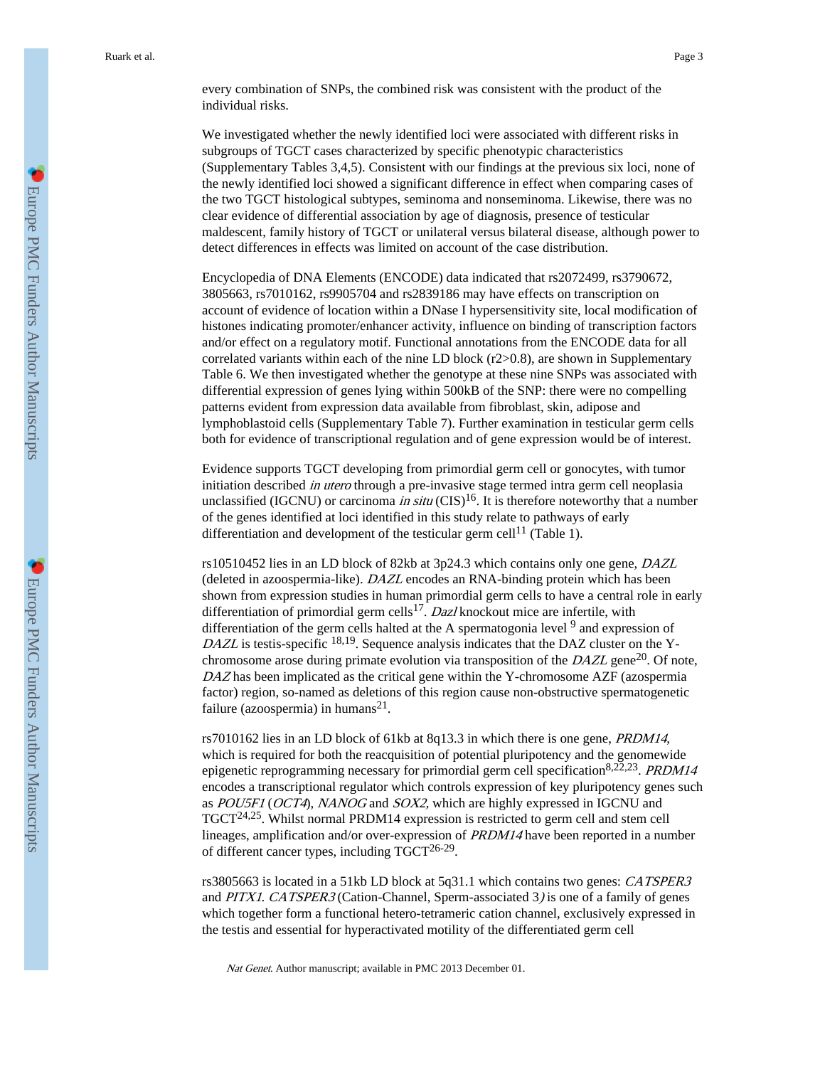every combination of SNPs, the combined risk was consistent with the product of the individual risks.

We investigated whether the newly identified loci were associated with different risks in subgroups of TGCT cases characterized by specific phenotypic characteristics (Supplementary Tables 3,4,5). Consistent with our findings at the previous six loci, none of the newly identified loci showed a significant difference in effect when comparing cases of the two TGCT histological subtypes, seminoma and nonseminoma. Likewise, there was no clear evidence of differential association by age of diagnosis, presence of testicular maldescent, family history of TGCT or unilateral versus bilateral disease, although power to detect differences in effects was limited on account of the case distribution.

Encyclopedia of DNA Elements (ENCODE) data indicated that rs2072499, rs3790672, 3805663, rs7010162, rs9905704 and rs2839186 may have effects on transcription on account of evidence of location within a DNase I hypersensitivity site, local modification of histones indicating promoter/enhancer activity, influence on binding of transcription factors and/or effect on a regulatory motif. Functional annotations from the ENCODE data for all correlated variants within each of the nine LD block ($r2>0.8$), are shown in Supplementary Table 6. We then investigated whether the genotype at these nine SNPs was associated with differential expression of genes lying within 500kB of the SNP: there were no compelling patterns evident from expression data available from fibroblast, skin, adipose and lymphoblastoid cells (Supplementary Table 7). Further examination in testicular germ cells both for evidence of transcriptional regulation and of gene expression would be of interest.

Evidence supports TGCT developing from primordial germ cell or gonocytes, with tumor initiation described *in utero* through a pre-invasive stage termed intra germ cell neoplasia unclassified (IGCNU) or carcinoma *in situ* (CIS)[16]. It is therefore noteworthy that a number of the genes identified at loci identified in this study relate to pathways of early differentiation and development of the testicular germ cell[11] (Table 1).

rs10510452 lies in an LD block of 82kb at 3p24.3 which contains only one gene, *DAZL* (deleted in azoospermia-like). *DAZL* encodes an RNA-binding protein which has been shown from expression studies in human primordial germ cells to have a central role in early differentiation of primordial germ cells[17]. *Dazl* knockout mice are infertile, with differentiation of the germ cells halted at the A spermatogonia level [9] and expression of *DAZL* is testis-specific [18,19]. Sequence analysis indicates that the DAZ cluster on the Y-chromosome arose during primate evolution via transposition of the *DAZL* gene[20]. Of note, *DAZ* has been implicated as the critical gene within the Y-chromosome AZF (azospermia factor) region, so-named as deletions of this region cause non-obstructive spermatogenetic failure (azoospermia) in humans[21].

rs7010162 lies in an LD block of 61kb at 8q13.3 in which there is one gene, *PRDM14*, which is required for both the reacquisition of potential pluripotency and the genomewide epigenetic reprogramming necessary for primordial germ cell specification[8,22,23]. *PRDM14* encodes a transcriptional regulator which controls expression of key pluripotency genes such as *POU5F1* (*OCT4*), *NANOG* and *SOX2*, which are highly expressed in IGCNU and TGCT[24,25]. Whilst normal PRDM14 expression is restricted to germ cell and stem cell lineages, amplification and/or over-expression of *PRDM14* have been reported in a number of different cancer types, including TGCT[26-29].

rs3805663 is located in a 51kb LD block at 5q31.1 which contains two genes: *CATSPER3* and *PITX1*. *CATSPER3* (Cation-Channel, Sperm-associated 3) is one of a family of genes which together form a functional hetero-tetrameric cation channel, exclusively expressed in the testis and essential for hyperactivated motility of the differentiated germ cell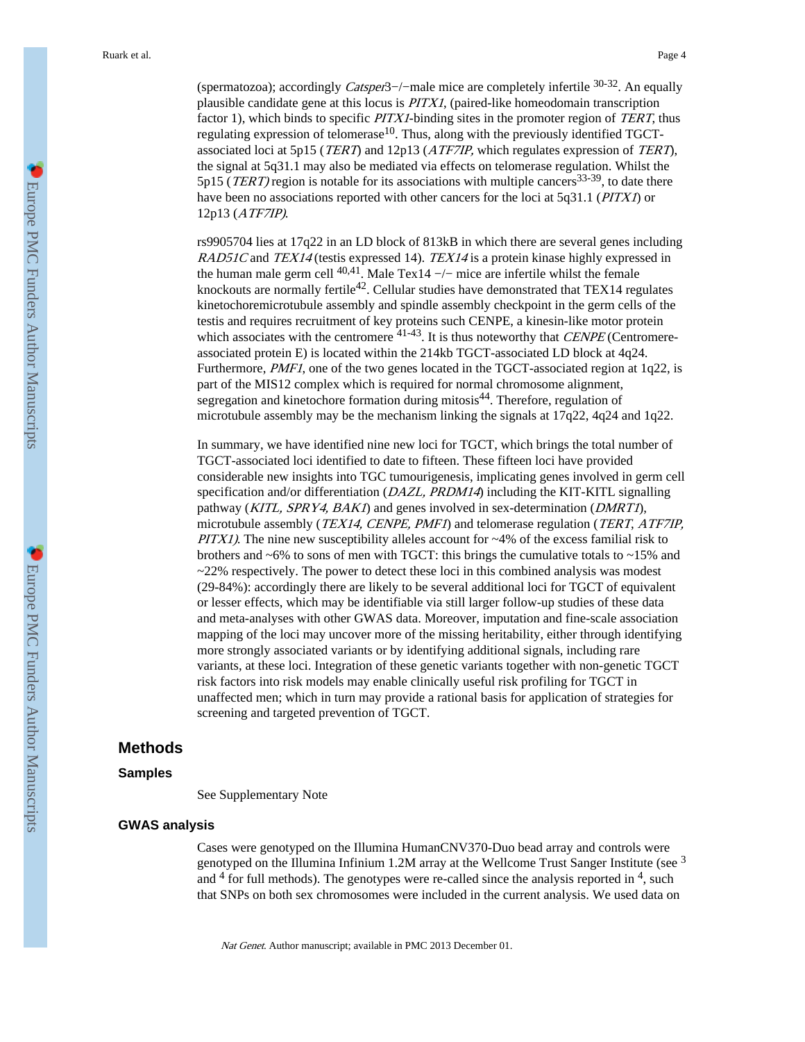(spermatozoa); accordingly *Catsper3*−/−male mice are completely infertile [30-32]. An equally plausible candidate gene at this locus is *PITX1*, (paired-like homeodomain transcription factor 1), which binds to specific *PITX1*-binding sites in the promoter region of *TERT*, thus regulating expression of telomerase[10]. Thus, along with the previously identified TGCT-associated loci at 5p15 (*TERT*) and 12p13 (*ATF7IP*, which regulates expression of *TERT*), the signal at 5q31.1 may also be mediated via effects on telomerase regulation. Whilst the 5p15 (*TERT)* region is notable for its associations with multiple cancers[33-39], to date there have been no associations reported with other cancers for the loci at 5q31.1 (*PITX1*) or 12p13 (*ATF7IP).*

rs9905704 lies at 17q22 in an LD block of 813kB in which there are several genes including *RAD51C* and *TEX14* (testis expressed 14). *TEX14* is a protein kinase highly expressed in the human male germ cell [40,41]. Male Tex14 −/− mice are infertile whilst the female knockouts are normally fertile[42]. Cellular studies have demonstrated that TEX14 regulates kinetochoremicrotubule assembly and spindle assembly checkpoint in the germ cells of the testis and requires recruitment of key proteins such CENPE, a kinesin-like motor protein which associates with the centromere [41-43]. It is thus noteworthy that *CENPE* (Centromere-associated protein E) is located within the 214kb TGCT-associated LD block at 4q24. Furthermore, *PMF1*, one of the two genes located in the TGCT-associated region at 1q22, is part of the MIS12 complex which is required for normal chromosome alignment, segregation and kinetochore formation during mitosis[44]. Therefore, regulation of microtubule assembly may be the mechanism linking the signals at 17q22, 4q24 and 1q22.

In summary, we have identified nine new loci for TGCT, which brings the total number of TGCT-associated loci identified to date to fifteen. These fifteen loci have provided considerable new insights into TGC tumourigenesis, implicating genes involved in germ cell specification and/or differentiation (*DAZL, PRDM14*) including the KIT-KITL signalling pathway (*KITL, SPRY4, BAK1*) and genes involved in sex-determination (*DMRT1*), microtubule assembly (*TEX14, CENPE, PMF1*) and telomerase regulation (*TERT, ATF7IP, PITX1*). The nine new susceptibility alleles account for ~4% of the excess familial risk to brothers and ~6% to sons of men with TGCT: this brings the cumulative totals to ~15% and ~22% respectively. The power to detect these loci in this combined analysis was modest (29-84%): accordingly there are likely to be several additional loci for TGCT of equivalent or lesser effects, which may be identifiable via still larger follow-up studies of these data and meta-analyses with other GWAS data. Moreover, imputation and fine-scale association mapping of the loci may uncover more of the missing heritability, either through identifying more strongly associated variants or by identifying additional signals, including rare variants, at these loci. Integration of these genetic variants together with non-genetic TGCT risk factors into risk models may enable clinically useful risk profiling for TGCT in unaffected men; which in turn may provide a rational basis for application of strategies for screening and targeted prevention of TGCT.

## Methods

### Samples

See Supplementary Note

### GWAS analysis

Cases were genotyped on the Illumina HumanCNV370-Duo bead array and controls were genotyped on the Illumina Infinium 1.2M array at the Wellcome Trust Sanger Institute (see [3] and [4] for full methods). The genotypes were re-called since the analysis reported in [4], such that SNPs on both sex chromosomes were included in the current analysis. We used data on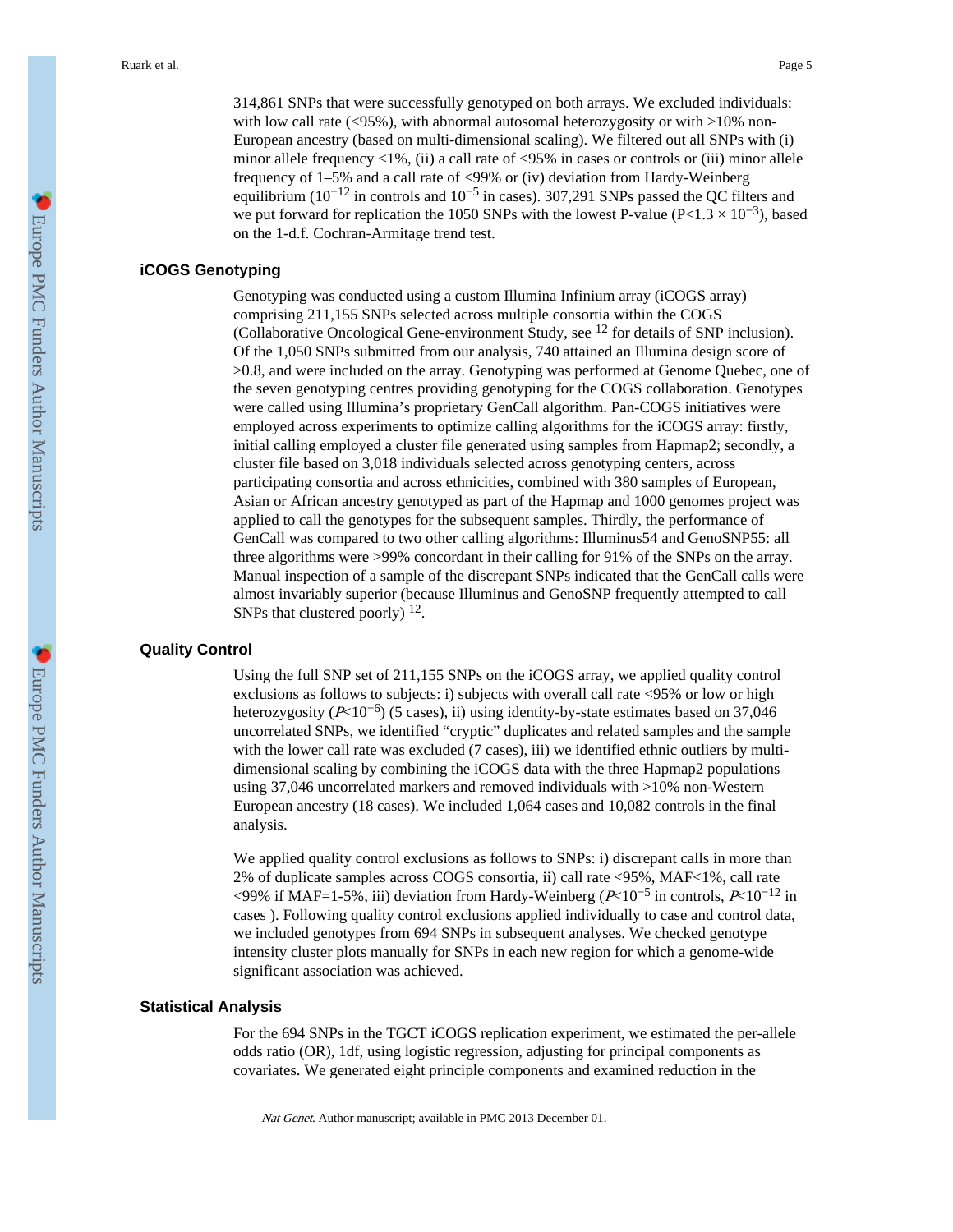314,861 SNPs that were successfully genotyped on both arrays. We excluded individuals: with low call rate (<95%), with abnormal autosomal heterozygosity or with >10% non-European ancestry (based on multi-dimensional scaling). We filtered out all SNPs with (i) minor allele frequency <1%, (ii) a call rate of <95% in cases or controls or (iii) minor allele frequency of 1–5% and a call rate of <99% or (iv) deviation from Hardy-Weinberg equilibrium ($10^{-12}$ in controls and $10^{-5}$ in cases). 307,291 SNPs passed the QC filters and we put forward for replication the 1050 SNPs with the lowest P-value ($P<1.3 \times 10^{-3}$), based on the 1-d.f. Cochran-Armitage trend test.

### iCOGS Genotyping

Genotyping was conducted using a custom Illumina Infinium array (iCOGS array) comprising 211,155 SNPs selected across multiple consortia within the COGS (Collaborative Oncological Gene-environment Study, see [12] for details of SNP inclusion). Of the 1,050 SNPs submitted from our analysis, 740 attained an Illumina design score of ≥0.8, and were included on the array. Genotyping was performed at Genome Quebec, one of the seven genotyping centres providing genotyping for the COGS collaboration. Genotypes were called using Illumina's proprietary GenCall algorithm. Pan-COGS initiatives were employed across experiments to optimize calling algorithms for the iCOGS array: firstly, initial calling employed a cluster file generated using samples from Hapmap2; secondly, a cluster file based on 3,018 individuals selected across genotyping centers, across participating consortia and across ethnicities, combined with 380 samples of European, Asian or African ancestry genotyped as part of the Hapmap and 1000 genomes project was applied to call the genotypes for the subsequent samples. Thirdly, the performance of GenCall was compared to two other calling algorithms: Illuminus54 and GenoSNP55: all three algorithms were >99% concordant in their calling for 91% of the SNPs on the array. Manual inspection of a sample of the discrepant SNPs indicated that the GenCall calls were almost invariably superior (because Illuminus and GenoSNP frequently attempted to call SNPs that clustered poorly) [12].

### Quality Control

Using the full SNP set of 211,155 SNPs on the iCOGS array, we applied quality control exclusions as follows to subjects: i) subjects with overall call rate <95% or low or high heterozygosity ($P<10^{-6}$) (5 cases), ii) using identity-by-state estimates based on 37,046 uncorrelated SNPs, we identified "cryptic" duplicates and related samples and the sample with the lower call rate was excluded (7 cases), iii) we identified ethnic outliers by multi-dimensional scaling by combining the iCOGS data with the three Hapmap2 populations using 37,046 uncorrelated markers and removed individuals with >10% non-Western European ancestry (18 cases). We included 1,064 cases and 10,082 controls in the final analysis.

We applied quality control exclusions as follows to SNPs: i) discrepant calls in more than 2% of duplicate samples across COGS consortia, ii) call rate <95%, MAF<1%, call rate <99% if MAF=1-5%, iii) deviation from Hardy-Weinberg ($P<10^{-5}$ in controls, $P<10^{-12}$ in cases ). Following quality control exclusions applied individually to case and control data, we included genotypes from 694 SNPs in subsequent analyses. We checked genotype intensity cluster plots manually for SNPs in each new region for which a genome-wide significant association was achieved.

### Statistical Analysis

For the 694 SNPs in the TGCT iCOGS replication experiment, we estimated the per-allele odds ratio (OR), 1df, using logistic regression, adjusting for principal components as covariates. We generated eight principle components and examined reduction in the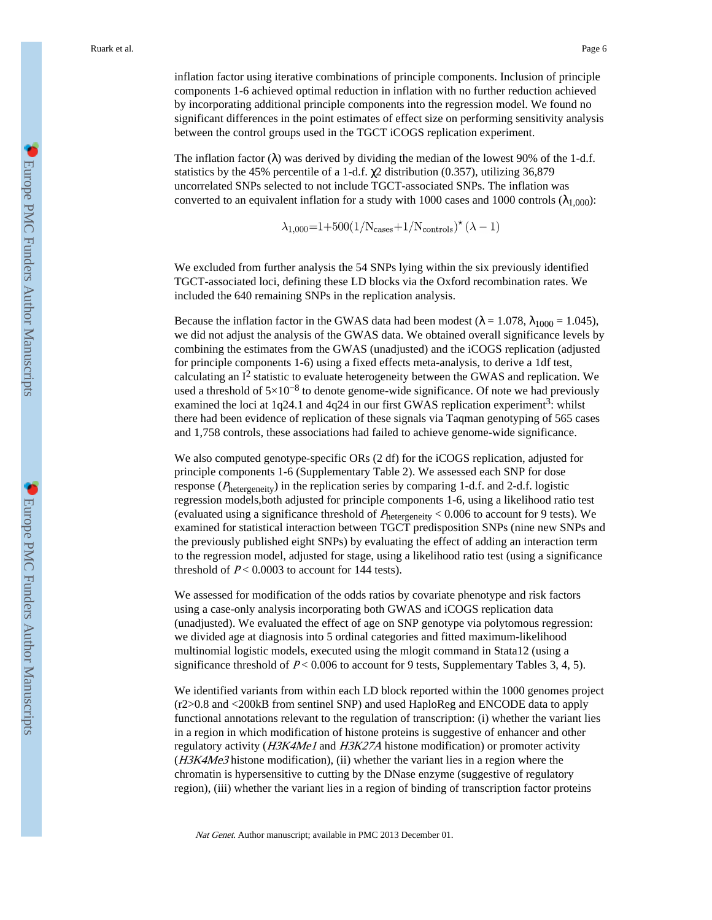inflation factor using iterative combinations of principle components. Inclusion of principle components 1-6 achieved optimal reduction in inflation with no further reduction achieved by incorporating additional principle components into the regression model. We found no significant differences in the point estimates of effect size on performing sensitivity analysis between the control groups used in the TGCT iCOGS replication experiment.

The inflation factor ($\lambda$) was derived by dividing the median of the lowest 90% of the 1-d.f. statistics by the 45% percentile of a 1-d.f. $\chi 2$ distribution (0.357), utilizing 36,879 uncorrelated SNPs selected to not include TGCT-associated SNPs. The inflation was converted to an equivalent inflation for a study with 1000 cases and 1000 controls ($\lambda_{1,000}$):

$$\lambda_{1,000}=1+500(1/\mathrm{N}_{\mathrm{cases}}+1/\mathrm{N}_{\mathrm{controls}})^{\star}\,(\lambda-1)$$

We excluded from further analysis the 54 SNPs lying within the six previously identified TGCT-associated loci, defining these LD blocks via the Oxford recombination rates. We included the 640 remaining SNPs in the replication analysis.

Because the inflation factor in the GWAS data had been modest ($\lambda = 1.078$, $\lambda_{1000} = 1.045$), we did not adjust the analysis of the GWAS data. We obtained overall significance levels by combining the estimates from the GWAS (unadjusted) and the iCOGS replication (adjusted for principle components 1-6) using a fixed effects meta-analysis, to derive a 1df test, calculating an $I^2$ statistic to evaluate heterogeneity between the GWAS and replication. We used a threshold of $5\times10^{-8}$ to denote genome-wide significance. Of note we had previously examined the loci at 1q24.1 and 4q24 in our first GWAS replication experiment[3]: whilst there had been evidence of replication of these signals via Taqman genotyping of 565 cases and 1,758 controls, these associations had failed to achieve genome-wide significance.

We also computed genotype-specific ORs (2 df) for the iCOGS replication, adjusted for principle components 1-6 (Supplementary Table 2). We assessed each SNP for dose response ($P_{\mathrm{hetergeneity}}$) in the replication series by comparing 1-d.f. and 2-d.f. logistic regression models,both adjusted for principle components 1-6, using a likelihood ratio test (evaluated using a significance threshold of $P_{\mathrm{hetergeneity}} < 0.006$ to account for 9 tests). We examined for statistical interaction between TGCT predisposition SNPs (nine new SNPs and the previously published eight SNPs) by evaluating the effect of adding an interaction term to the regression model, adjusted for stage, using a likelihood ratio test (using a significance threshold of $P < 0.0003$ to account for 144 tests).

We assessed for modification of the odds ratios by covariate phenotype and risk factors using a case-only analysis incorporating both GWAS and iCOGS replication data (unadjusted). We evaluated the effect of age on SNP genotype via polytomous regression: we divided age at diagnosis into 5 ordinal categories and fitted maximum-likelihood multinomial logistic models, executed using the mlogit command in Stata12 (using a significance threshold of $P < 0.006$ to account for 9 tests, Supplementary Tables 3, 4, 5).

We identified variants from within each LD block reported within the 1000 genomes project ($r2>0.8$ and <200kB from sentinel SNP) and used HaploReg and ENCODE data to apply functional annotations relevant to the regulation of transcription: (i) whether the variant lies in a region in which modification of histone proteins is suggestive of enhancer and other regulatory activity (*H3K4Me1* and *H3K27A* histone modification) or promoter activity (*H3K4Me3* histone modification), (ii) whether the variant lies in a region where the chromatin is hypersensitive to cutting by the DNase enzyme (suggestive of regulatory region), (iii) whether the variant lies in a region of binding of transcription factor proteins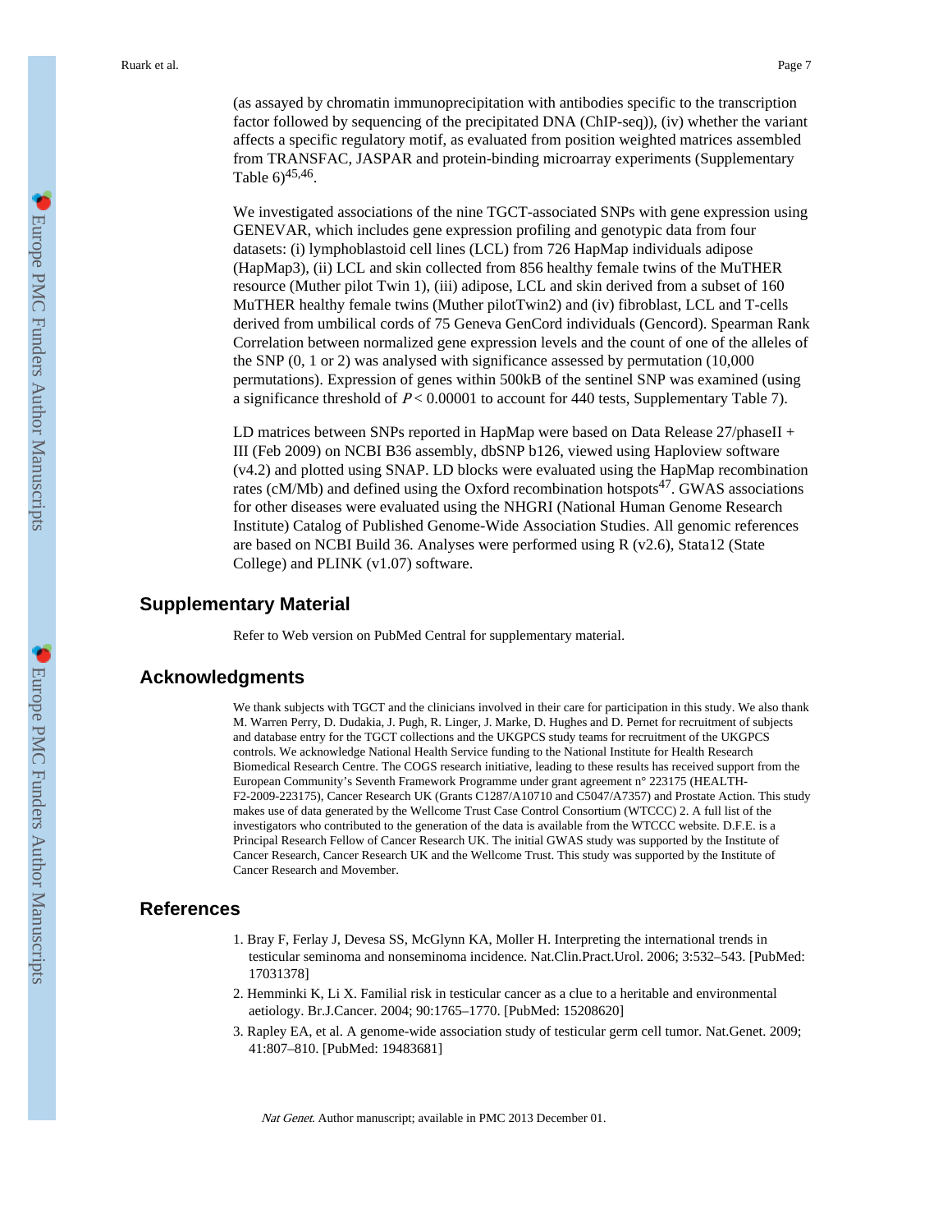(as assayed by chromatin immunoprecipitation with antibodies specific to the transcription factor followed by sequencing of the precipitated DNA (ChIP-seq)), (iv) whether the variant affects a specific regulatory motif, as evaluated from position weighted matrices assembled from TRANSFAC, JASPAR and protein-binding microarray experiments (Supplementary Table 6)[45,46].

We investigated associations of the nine TGCT-associated SNPs with gene expression using GENEVAR, which includes gene expression profiling and genotypic data from four datasets: (i) lymphoblastoid cell lines (LCL) from 726 HapMap individuals adipose (HapMap3), (ii) LCL and skin collected from 856 healthy female twins of the MuTHER resource (Muther pilot Twin 1), (iii) adipose, LCL and skin derived from a subset of 160 MuTHER healthy female twins (Muther pilotTwin2) and (iv) fibroblast, LCL and T-cells derived from umbilical cords of 75 Geneva GenCord individuals (Gencord). Spearman Rank Correlation between normalized gene expression levels and the count of one of the alleles of the SNP (0, 1 or 2) was analysed with significance assessed by permutation (10,000 permutations). Expression of genes within 500kB of the sentinel SNP was examined (using a significance threshold of $P < 0.00001$ to account for 440 tests, Supplementary Table 7).

LD matrices between SNPs reported in HapMap were based on Data Release 27/phaseII + III (Feb 2009) on NCBI B36 assembly, dbSNP b126, viewed using Haploview software (v4.2) and plotted using SNAP. LD blocks were evaluated using the HapMap recombination rates (cM/Mb) and defined using the Oxford recombination hotspots[47]. GWAS associations for other diseases were evaluated using the NHGRI (National Human Genome Research Institute) Catalog of Published Genome-Wide Association Studies. All genomic references are based on NCBI Build 36. Analyses were performed using R (v2.6), Stata12 (State College) and PLINK (v1.07) software.

## Supplementary Material

Refer to Web version on PubMed Central for supplementary material.

## Acknowledgments

We thank subjects with TGCT and the clinicians involved in their care for participation in this study. We also thank M. Warren Perry, D. Dudakia, J. Pugh, R. Linger, J. Marke, D. Hughes and D. Pernet for recruitment of subjects and database entry for the TGCT collections and the UKGPCS study teams for recruitment of the UKGPCS controls. We acknowledge National Health Service funding to the National Institute for Health Research Biomedical Research Centre. The COGS research initiative, leading to these results has received support from the European Community's Seventh Framework Programme under grant agreement n° 223175 (HEALTH-F2-2009-223175), Cancer Research UK (Grants C1287/A10710 and C5047/A7357) and Prostate Action. This study makes use of data generated by the Wellcome Trust Case Control Consortium (WTCCC) 2. A full list of the investigators who contributed to the generation of the data is available from the WTCCC website. D.F.E. is a Principal Research Fellow of Cancer Research UK. The initial GWAS study was supported by the Institute of Cancer Research, Cancer Research UK and the Wellcome Trust. This study was supported by the Institute of Cancer Research and Movember.

## References

1. Bray F, Ferlay J, Devesa SS, McGlynn KA, Moller H. Interpreting the international trends in testicular seminoma and nonseminoma incidence. Nat.Clin.Pract.Urol. 2006; 3:532–543. [PubMed: 17031378]
2. Hemminki K, Li X. Familial risk in testicular cancer as a clue to a heritable and environmental aetiology. Br.J.Cancer. 2004; 90:1765–1770. [PubMed: 15208620]
3. Rapley EA, et al. A genome-wide association study of testicular germ cell tumor. Nat.Genet. 2009; 41:807–810. [PubMed: 19483681]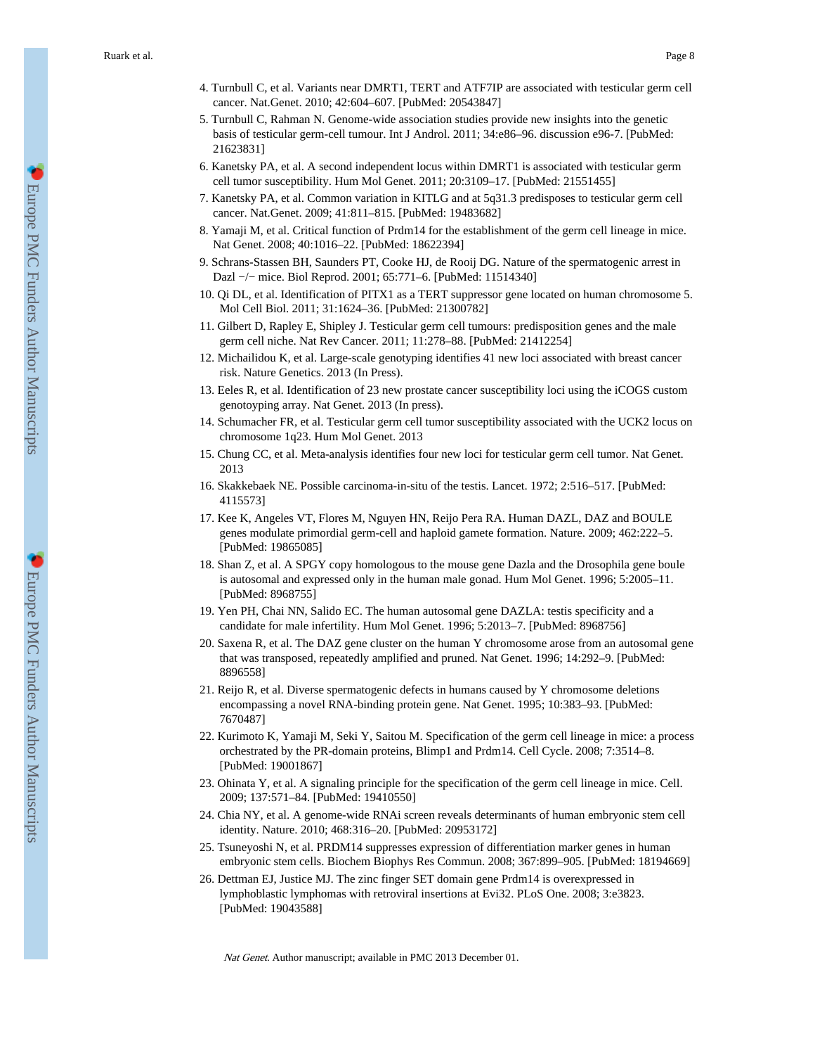4. Turnbull C, et al. Variants near DMRT1, TERT and ATF7IP are associated with testicular germ cell cancer. Nat.Genet. 2010; 42:604–607. [PubMed: 20543847]
5. Turnbull C, Rahman N. Genome-wide association studies provide new insights into the genetic basis of testicular germ-cell tumour. Int J Androl. 2011; 34:e86–96. discussion e96-7. [PubMed: 21623831]
6. Kanetsky PA, et al. A second independent locus within DMRT1 is associated with testicular germ cell tumor susceptibility. Hum Mol Genet. 2011; 20:3109–17. [PubMed: 21551455]
7. Kanetsky PA, et al. Common variation in KITLG and at 5q31.3 predisposes to testicular germ cell cancer. Nat.Genet. 2009; 41:811–815. [PubMed: 19483682]
8. Yamaji M, et al. Critical function of Prdm14 for the establishment of the germ cell lineage in mice. Nat Genet. 2008; 40:1016–22. [PubMed: 18622394]
9. Schrans-Stassen BH, Saunders PT, Cooke HJ, de Rooij DG. Nature of the spermatogenic arrest in Dazl −/− mice. Biol Reprod. 2001; 65:771–6. [PubMed: 11514340]
10. Qi DL, et al. Identification of PITX1 as a TERT suppressor gene located on human chromosome 5. Mol Cell Biol. 2011; 31:1624–36. [PubMed: 21300782]
11. Gilbert D, Rapley E, Shipley J. Testicular germ cell tumours: predisposition genes and the male germ cell niche. Nat Rev Cancer. 2011; 11:278–88. [PubMed: 21412254]
12. Michailidou K, et al. Large-scale genotyping identifies 41 new loci associated with breast cancer risk. Nature Genetics. 2013 (In Press).
13. Eeles R, et al. Identification of 23 new prostate cancer susceptibility loci using the iCOGS custom genotoyping array. Nat Genet. 2013 (In press).
14. Schumacher FR, et al. Testicular germ cell tumor susceptibility associated with the UCK2 locus on chromosome 1q23. Hum Mol Genet. 2013
15. Chung CC, et al. Meta-analysis identifies four new loci for testicular germ cell tumor. Nat Genet. 2013
16. Skakkebaek NE. Possible carcinoma-in-situ of the testis. Lancet. 1972; 2:516–517. [PubMed: 4115573]
17. Kee K, Angeles VT, Flores M, Nguyen HN, Reijo Pera RA. Human DAZL, DAZ and BOULE genes modulate primordial germ-cell and haploid gamete formation. Nature. 2009; 462:222–5. [PubMed: 19865085]
18. Shan Z, et al. A SPGY copy homologous to the mouse gene Dazla and the Drosophila gene boule is autosomal and expressed only in the human male gonad. Hum Mol Genet. 1996; 5:2005–11. [PubMed: 8968755]
19. Yen PH, Chai NN, Salido EC. The human autosomal gene DAZLA: testis specificity and a candidate for male infertility. Hum Mol Genet. 1996; 5:2013–7. [PubMed: 8968756]
20. Saxena R, et al. The DAZ gene cluster on the human Y chromosome arose from an autosomal gene that was transposed, repeatedly amplified and pruned. Nat Genet. 1996; 14:292–9. [PubMed: 8896558]
21. Reijo R, et al. Diverse spermatogenic defects in humans caused by Y chromosome deletions encompassing a novel RNA-binding protein gene. Nat Genet. 1995; 10:383–93. [PubMed: 7670487]
22. Kurimoto K, Yamaji M, Seki Y, Saitou M. Specification of the germ cell lineage in mice: a process orchestrated by the PR-domain proteins, Blimp1 and Prdm14. Cell Cycle. 2008; 7:3514–8. [PubMed: 19001867]
23. Ohinata Y, et al. A signaling principle for the specification of the germ cell lineage in mice. Cell. 2009; 137:571–84. [PubMed: 19410550]
24. Chia NY, et al. A genome-wide RNAi screen reveals determinants of human embryonic stem cell identity. Nature. 2010; 468:316–20. [PubMed: 20953172]
25. Tsuneyoshi N, et al. PRDM14 suppresses expression of differentiation marker genes in human embryonic stem cells. Biochem Biophys Res Commun. 2008; 367:899–905. [PubMed: 18194669]
26. Dettman EJ, Justice MJ. The zinc finger SET domain gene Prdm14 is overexpressed in lymphoblastic lymphomas with retroviral insertions at Evi32. PLoS One. 2008; 3:e3823. [PubMed: 19043588]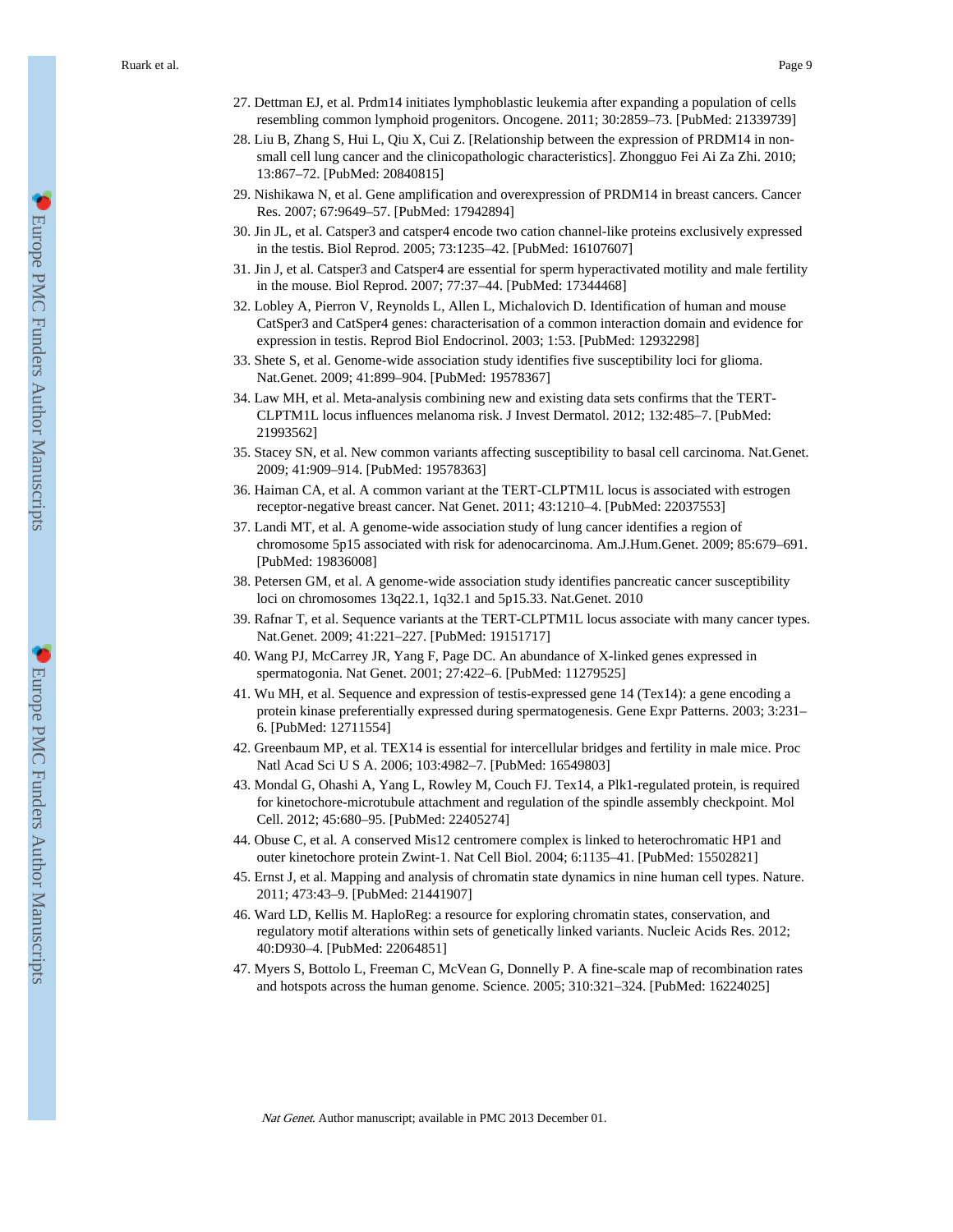27. Dettman EJ, et al. Prdm14 initiates lymphoblastic leukemia after expanding a population of cells resembling common lymphoid progenitors. Oncogene. 2011; 30:2859–73. [PubMed: 21339739]
28. Liu B, Zhang S, Hui L, Qiu X, Cui Z. [Relationship between the expression of PRDM14 in non-small cell lung cancer and the clinicopathologic characteristics]. Zhongguo Fei Ai Za Zhi. 2010; 13:867–72. [PubMed: 20840815]
29. Nishikawa N, et al. Gene amplification and overexpression of PRDM14 in breast cancers. Cancer Res. 2007; 67:9649–57. [PubMed: 17942894]
30. Jin JL, et al. Catsper3 and catsper4 encode two cation channel-like proteins exclusively expressed in the testis. Biol Reprod. 2005; 73:1235–42. [PubMed: 16107607]
31. Jin J, et al. Catsper3 and Catsper4 are essential for sperm hyperactivated motility and male fertility in the mouse. Biol Reprod. 2007; 77:37–44. [PubMed: 17344468]
32. Lobley A, Pierron V, Reynolds L, Allen L, Michalovich D. Identification of human and mouse CatSper3 and CatSper4 genes: characterisation of a common interaction domain and evidence for expression in testis. Reprod Biol Endocrinol. 2003; 1:53. [PubMed: 12932298]
33. Shete S, et al. Genome-wide association study identifies five susceptibility loci for glioma. Nat.Genet. 2009; 41:899–904. [PubMed: 19578367]
34. Law MH, et al. Meta-analysis combining new and existing data sets confirms that the TERT-CLPTM1L locus influences melanoma risk. J Invest Dermatol. 2012; 132:485–7. [PubMed: 21993562]
35. Stacey SN, et al. New common variants affecting susceptibility to basal cell carcinoma. Nat.Genet. 2009; 41:909–914. [PubMed: 19578363]
36. Haiman CA, et al. A common variant at the TERT-CLPTM1L locus is associated with estrogen receptor-negative breast cancer. Nat Genet. 2011; 43:1210–4. [PubMed: 22037553]
37. Landi MT, et al. A genome-wide association study of lung cancer identifies a region of chromosome 5p15 associated with risk for adenocarcinoma. Am.J.Hum.Genet. 2009; 85:679–691. [PubMed: 19836008]
38. Petersen GM, et al. A genome-wide association study identifies pancreatic cancer susceptibility loci on chromosomes 13q22.1, 1q32.1 and 5p15.33. Nat.Genet. 2010
39. Rafnar T, et al. Sequence variants at the TERT-CLPTM1L locus associate with many cancer types. Nat.Genet. 2009; 41:221–227. [PubMed: 19151717]
40. Wang PJ, McCarrey JR, Yang F, Page DC. An abundance of X-linked genes expressed in spermatogonia. Nat Genet. 2001; 27:422–6. [PubMed: 11279525]
41. Wu MH, et al. Sequence and expression of testis-expressed gene 14 (Tex14): a gene encoding a protein kinase preferentially expressed during spermatogenesis. Gene Expr Patterns. 2003; 3:231–6. [PubMed: 12711554]
42. Greenbaum MP, et al. TEX14 is essential for intercellular bridges and fertility in male mice. Proc Natl Acad Sci U S A. 2006; 103:4982–7. [PubMed: 16549803]
43. Mondal G, Ohashi A, Yang L, Rowley M, Couch FJ. Tex14, a Plk1-regulated protein, is required for kinetochore-microtubule attachment and regulation of the spindle assembly checkpoint. Mol Cell. 2012; 45:680–95. [PubMed: 22405274]
44. Obuse C, et al. A conserved Mis12 centromere complex is linked to heterochromatic HP1 and outer kinetochore protein Zwint-1. Nat Cell Biol. 2004; 6:1135–41. [PubMed: 15502821]
45. Ernst J, et al. Mapping and analysis of chromatin state dynamics in nine human cell types. Nature. 2011; 473:43–9. [PubMed: 21441907]
46. Ward LD, Kellis M. HaploReg: a resource for exploring chromatin states, conservation, and regulatory motif alterations within sets of genetically linked variants. Nucleic Acids Res. 2012; 40:D930–4. [PubMed: 22064851]
47. Myers S, Bottolo L, Freeman C, McVean G, Donnelly P. A fine-scale map of recombination rates and hotspots across the human genome. Science. 2005; 310:321–324. [PubMed: 16224025]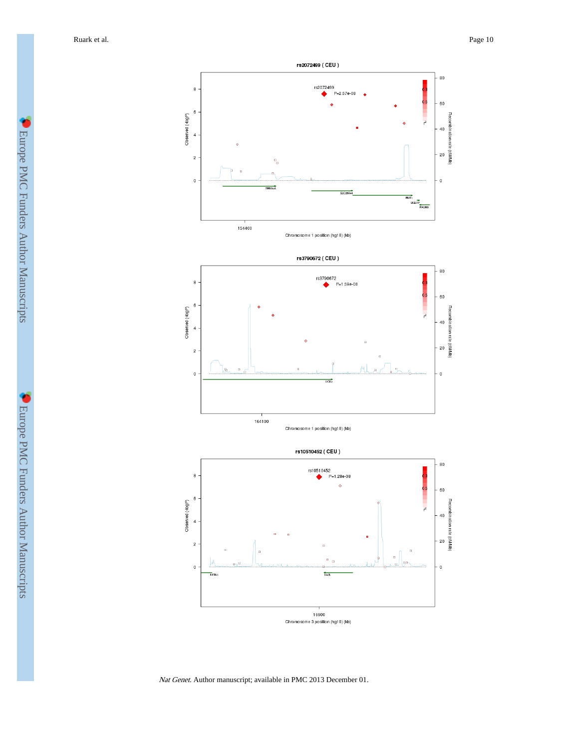**rs2072499 ( CEU )**

**rs3790672 ( CEU )**

**rs10510452 ( CEU )**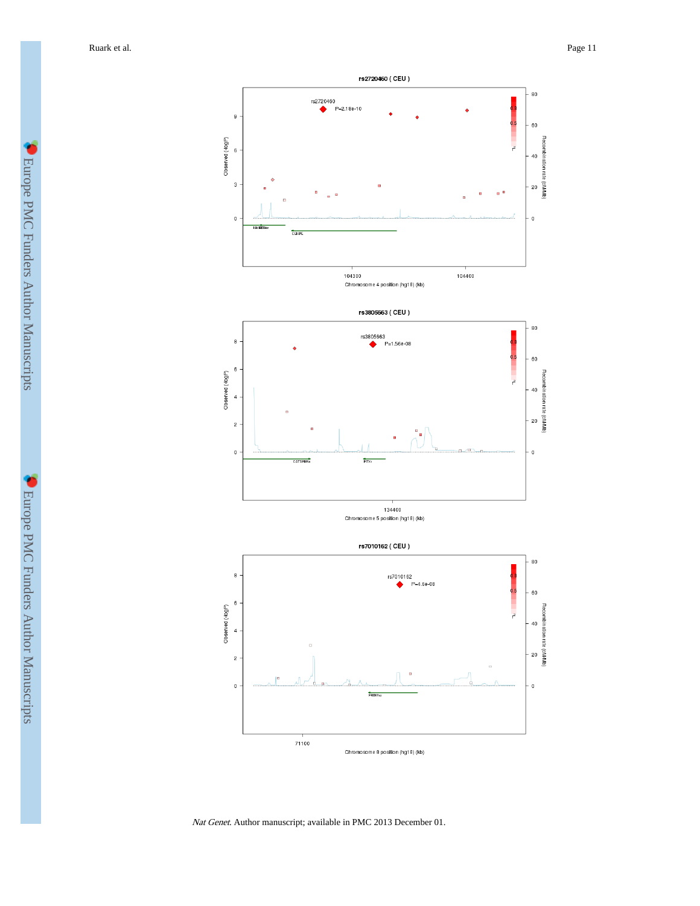rs2720460 ( CEU )

rs2720460 P=2.18e-10

Observed (-logP)

Recombination rate (cM/Mb)

Chromosome 4 position (hg18) (kb)

rs3805663 ( CEU )

rs3805663 P=1.56e-08

Observed (-logP)

Recombination rate (cM/Mb)

Chromosome 5 position (hg18) (kb)

rs7010162 ( CEU )

rs7010162 P=4.6e-08

Observed (-logP)

Recombination rate (cM/Mb)

Chromosome 8 position (hg18) (kb)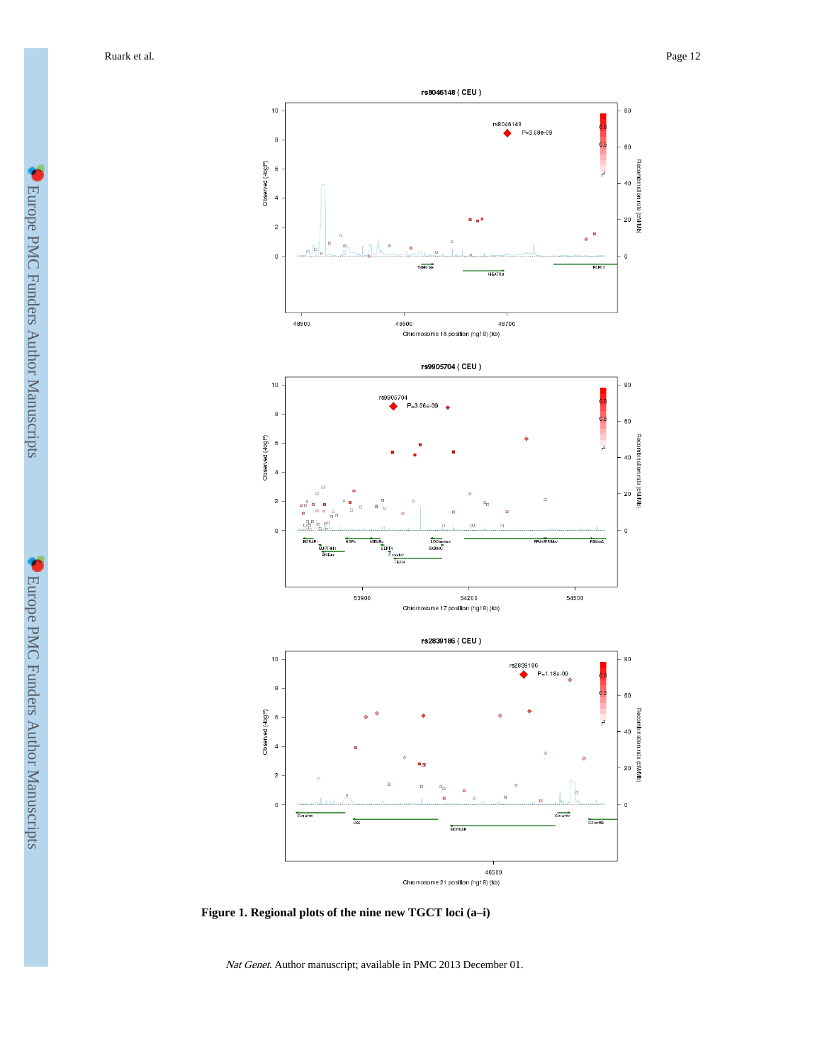**Figure 1. Regional plots of the nine new TGCT loci (a–i)**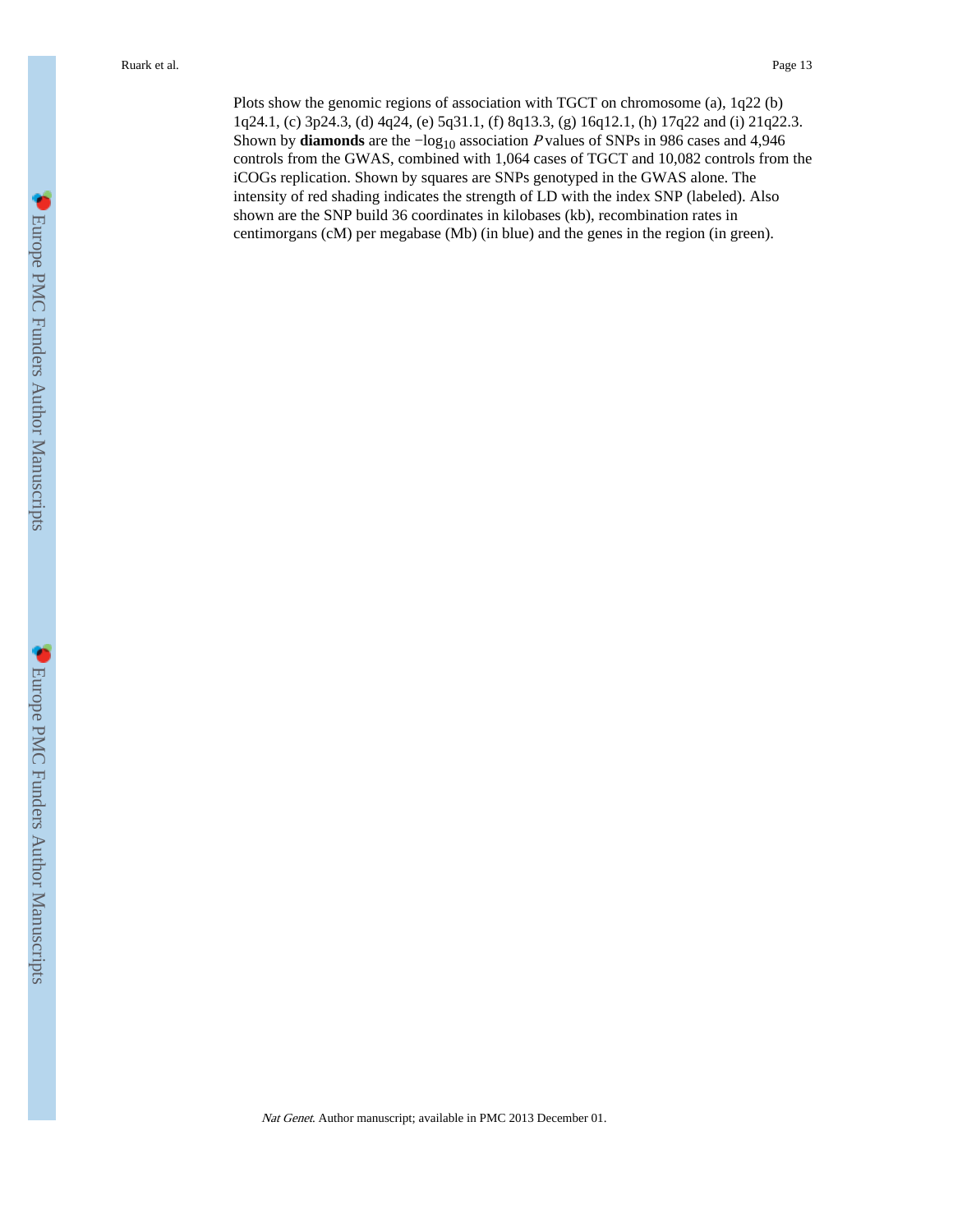Plots show the genomic regions of association with TGCT on chromosome (a), 1q22 (b) 1q24.1, (c) 3p24.3, (d) 4q24, (e) 5q31.1, (f) 8q13.3, (g) 16q12.1, (h) 17q22 and (i) 21q22.3. Shown by **diamonds** are the $-\log_{10}$ association $P$ values of SNPs in 986 cases and 4,946 controls from the GWAS, combined with 1,064 cases of TGCT and 10,082 controls from the iCOGs replication. Shown by squares are SNPs genotyped in the GWAS alone. The intensity of red shading indicates the strength of LD with the index SNP (labeled). Also shown are the SNP build 36 coordinates in kilobases (kb), recombination rates in centimorgans (cM) per megabase (Mb) (in blue) and the genes in the region (in green).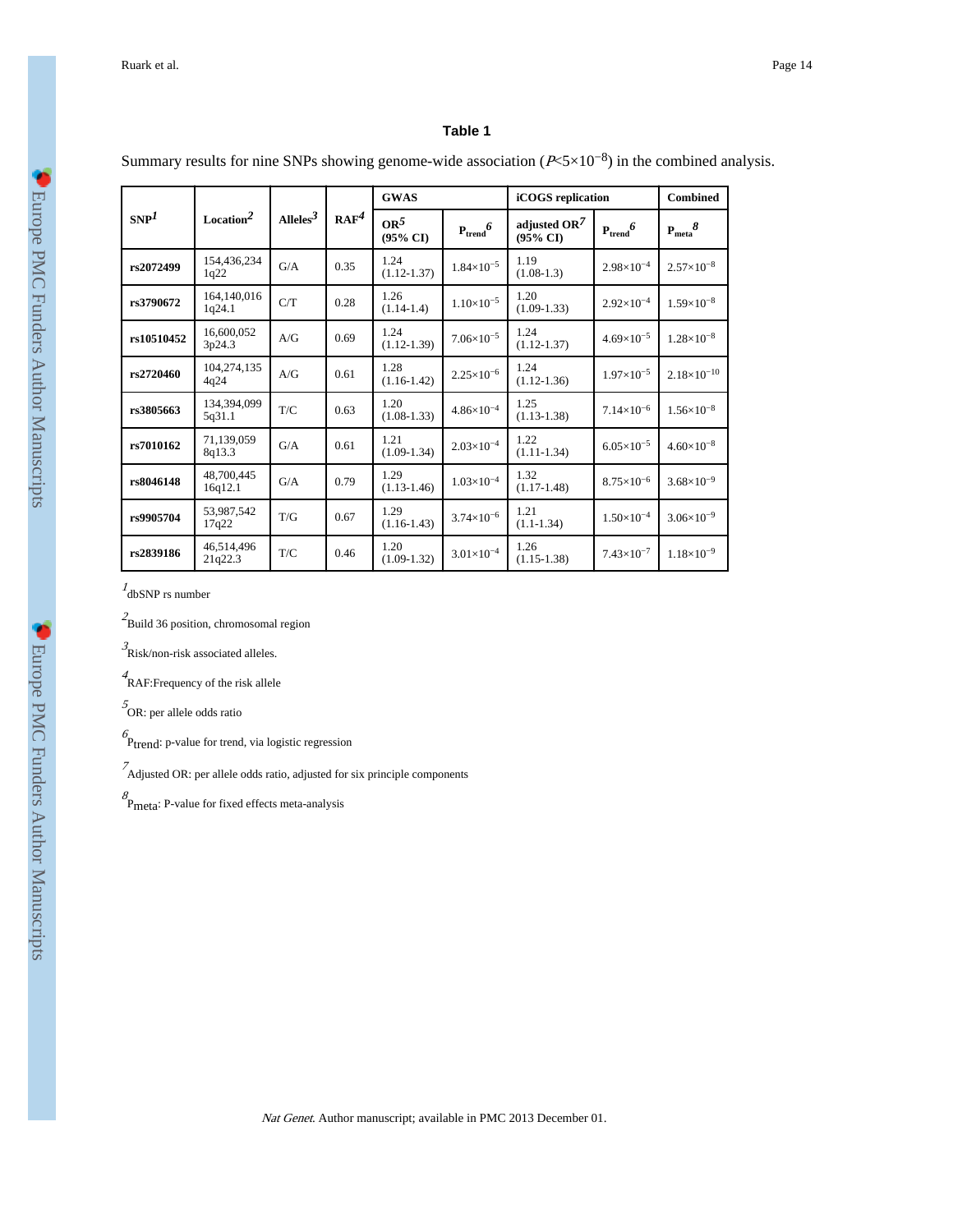# Table 1

Summary results for nine SNPs showing genome-wide association ($P<5\times10^{-8}$) in the combined analysis.

| SNP[1] | Location[2] | Alleles[3] | RAF[4] | GWAS | | iCOGS replication | | Combined |
|---|---|---|---|---|---|---|---|---|
| | | | | OR[5] (95% CI) | $P_{trend}$[6] | adjusted OR[7] (95% CI) | $P_{trend}$[6] | $P_{meta}$[8] |
| **rs2072499** | 154,436,234 1q22 | G/A | 0.35 | 1.24 (1.12-1.37) | $1.84\times10^{-5}$ | 1.19 (1.08-1.3) | $2.98\times10^{-4}$ | $2.57\times10^{-8}$ |
| **rs3790672** | 164,140,016 1q24.1 | C/T | 0.28 | 1.26 (1.14-1.4) | $1.10\times10^{-5}$ | 1.20 (1.09-1.33) | $2.92\times10^{-4}$ | $1.59\times10^{-8}$ |
| **rs10510452** | 16,600,052 3p24.3 | A/G | 0.69 | 1.24 (1.12-1.39) | $7.06\times10^{-5}$ | 1.24 (1.12-1.37) | $4.69\times10^{-5}$ | $1.28\times10^{-8}$ |
| **rs2720460** | 104,274,135 4q24 | A/G | 0.61 | 1.28 (1.16-1.42) | $2.25\times10^{-6}$ | 1.24 (1.12-1.36) | $1.97\times10^{-5}$ | $2.18\times10^{-10}$ |
| **rs3805663** | 134,394,099 5q31.1 | T/C | 0.63 | 1.20 (1.08-1.33) | $4.86\times10^{-4}$ | 1.25 (1.13-1.38) | $7.14\times10^{-6}$ | $1.56\times10^{-8}$ |
| **rs7010162** | 71,139,059 8q13.3 | G/A | 0.61 | 1.21 (1.09-1.34) | $2.03\times10^{-4}$ | 1.22 (1.11-1.34) | $6.05\times10^{-5}$ | $4.60\times10^{-8}$ |
| **rs8046148** | 48,700,445 16q12.1 | G/A | 0.79 | 1.29 (1.13-1.46) | $1.03\times10^{-4}$ | 1.32 (1.17-1.48) | $8.75\times10^{-6}$ | $3.68\times10^{-9}$ |
| **rs9905704** | 53,987,542 17q22 | T/G | 0.67 | 1.29 (1.16-1.43) | $3.74\times10^{-6}$ | 1.21 (1.1-1.34) | $1.50\times10^{-4}$ | $3.06\times10^{-9}$ |
| **rs2839186** | 46,514,496 21q22.3 | T/C | 0.46 | 1.20 (1.09-1.32) | $3.01\times10^{-4}$ | 1.26 (1.15-1.38) | $7.43\times10^{-7}$ | $1.18\times10^{-9}$ |

[1] dbSNP rs number

[2] Build 36 position, chromosomal region

[3] Risk/non-risk associated alleles.

[4] RAF:Frequency of the risk allele

[5] OR: per allele odds ratio

[6] $P_{trend}$: p-value for trend, via logistic regression

[7] Adjusted OR: per allele odds ratio, adjusted for six principle components

[8] $P_{meta}$: P-value for fixed effects meta-analysis